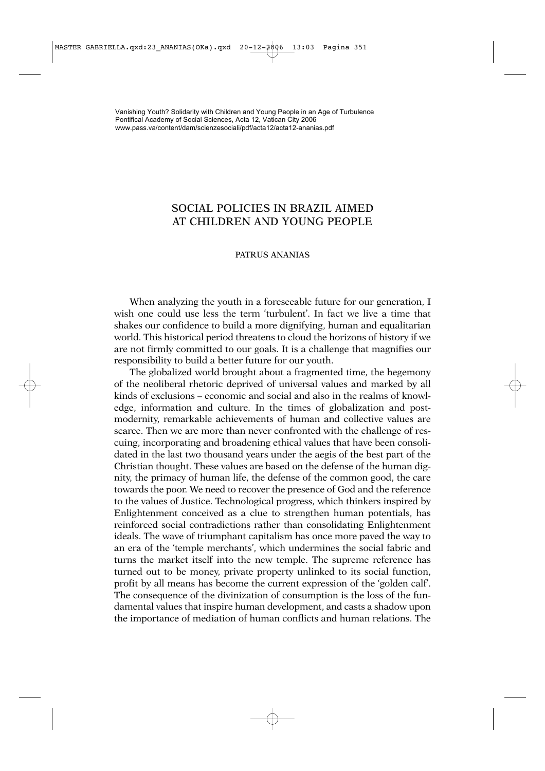Vanishing Youth? Solidarity with Children and Young People in an Age of Turbulence
Pontifical Academy of Social Sciences, Acta 12, Vatican City 2006
www.pass.va/content/dam/scienzesociali/pdf/acta12/acta12-ananias.pdf

# SOCIAL POLICIES IN BRAZIL AIMED AT CHILDREN AND YOUNG PEOPLE

PATRUS ANANIAS

When analyzing the youth in a foreseeable future for our generation, I wish one could use less the term 'turbulent'. In fact we live a time that shakes our confidence to build a more dignifying, human and equalitarian world. This historical period threatens to cloud the horizons of history if we are not firmly committed to our goals. It is a challenge that magnifies our responsibility to build a better future for our youth.

The globalized world brought about a fragmented time, the hegemony of the neoliberal rhetoric deprived of universal values and marked by all kinds of exclusions – economic and social and also in the realms of knowledge, information and culture. In the times of globalization and postmodernity, remarkable achievements of human and collective values are scarce. Then we are more than never confronted with the challenge of rescuing, incorporating and broadening ethical values that have been consolidated in the last two thousand years under the aegis of the best part of the Christian thought. These values are based on the defense of the human dignity, the primacy of human life, the defense of the common good, the care towards the poor. We need to recover the presence of God and the reference to the values of Justice. Technological progress, which thinkers inspired by Enlightenment conceived as a clue to strengthen human potentials, has reinforced social contradictions rather than consolidating Enlightenment ideals. The wave of triumphant capitalism has once more paved the way to an era of the 'temple merchants', which undermines the social fabric and turns the market itself into the new temple. The supreme reference has turned out to be money, private property unlinked to its social function, profit by all means has become the current expression of the 'golden calf'. The consequence of the divinization of consumption is the loss of the fundamental values that inspire human development, and casts a shadow upon the importance of mediation of human conflicts and human relations. The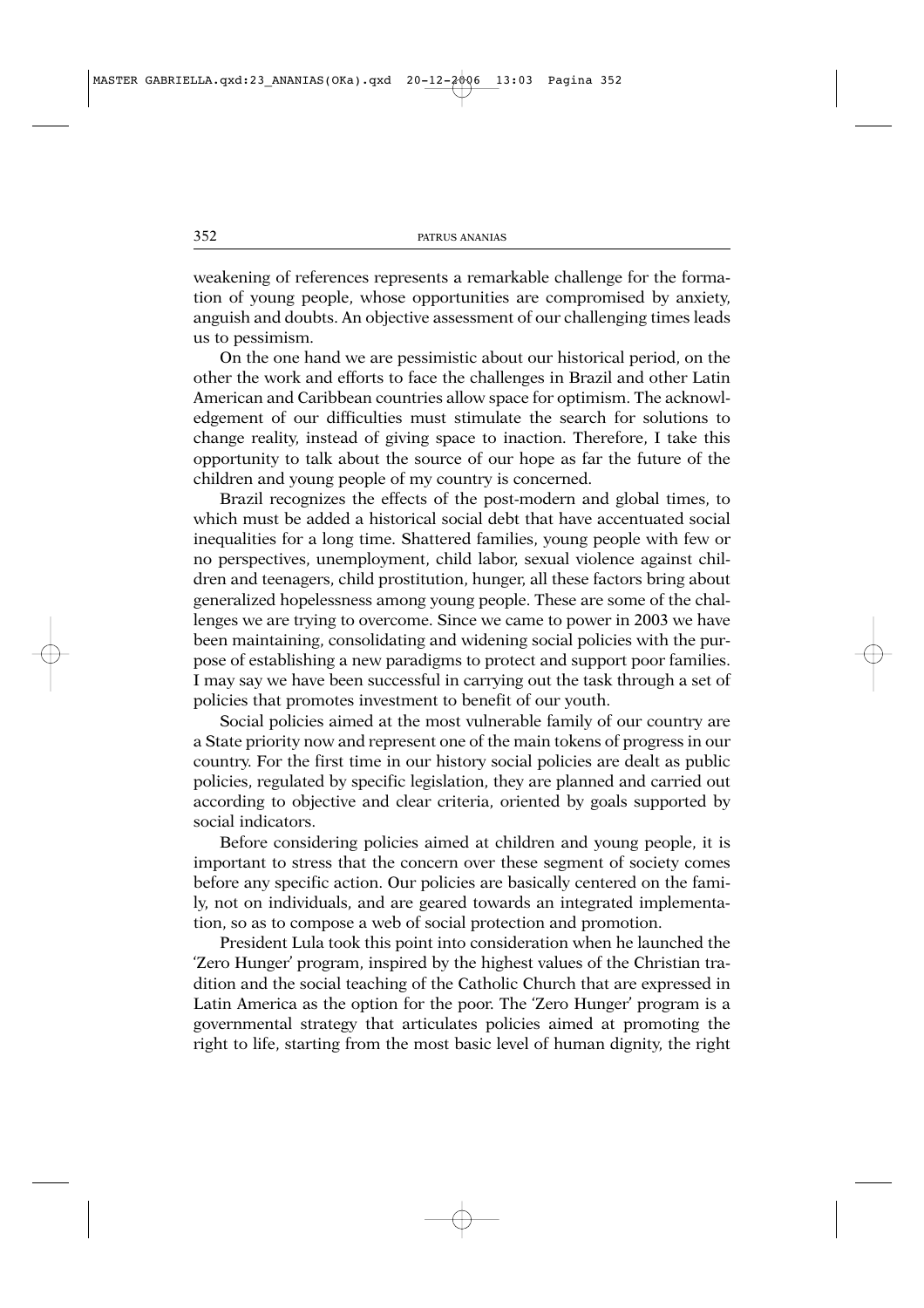weakening of references represents a remarkable challenge for the formation of young people, whose opportunities are compromised by anxiety, anguish and doubts. An objective assessment of our challenging times leads us to pessimism.

On the one hand we are pessimistic about our historical period, on the other the work and efforts to face the challenges in Brazil and other Latin American and Caribbean countries allow space for optimism. The acknowledgement of our difficulties must stimulate the search for solutions to change reality, instead of giving space to inaction. Therefore, I take this opportunity to talk about the source of our hope as far the future of the children and young people of my country is concerned.

Brazil recognizes the effects of the post-modern and global times, to which must be added a historical social debt that have accentuated social inequalities for a long time. Shattered families, young people with few or no perspectives, unemployment, child labor, sexual violence against children and teenagers, child prostitution, hunger, all these factors bring about generalized hopelessness among young people. These are some of the challenges we are trying to overcome. Since we came to power in 2003 we have been maintaining, consolidating and widening social policies with the purpose of establishing a new paradigms to protect and support poor families. I may say we have been successful in carrying out the task through a set of policies that promotes investment to benefit of our youth.

Social policies aimed at the most vulnerable family of our country are a State priority now and represent one of the main tokens of progress in our country. For the first time in our history social policies are dealt as public policies, regulated by specific legislation, they are planned and carried out according to objective and clear criteria, oriented by goals supported by social indicators.

Before considering policies aimed at children and young people, it is important to stress that the concern over these segment of society comes before any specific action. Our policies are basically centered on the family, not on individuals, and are geared towards an integrated implementation, so as to compose a web of social protection and promotion.

President Lula took this point into consideration when he launched the 'Zero Hunger' program, inspired by the highest values of the Christian tradition and the social teaching of the Catholic Church that are expressed in Latin America as the option for the poor. The 'Zero Hunger' program is a governmental strategy that articulates policies aimed at promoting the right to life, starting from the most basic level of human dignity, the right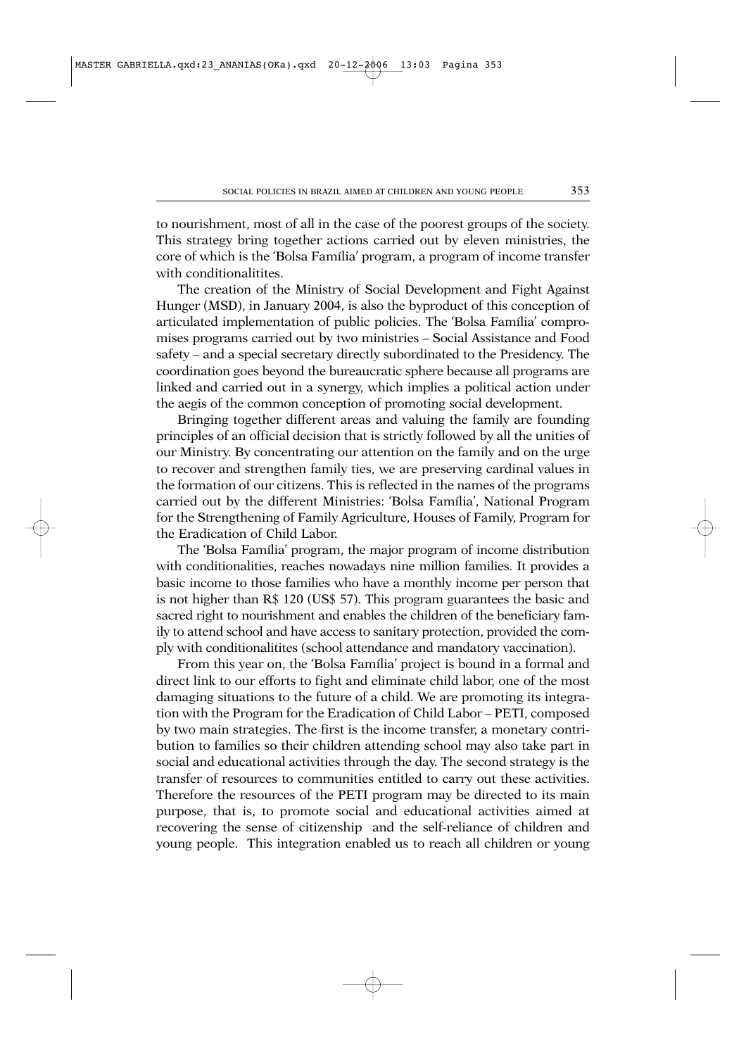to nourishment, most of all in the case of the poorest groups of the society. This strategy bring together actions carried out by eleven ministries, the core of which is the 'Bolsa Família' program, a program of income transfer with conditionalitites.

The creation of the Ministry of Social Development and Fight Against Hunger (MSD), in January 2004, is also the byproduct of this conception of articulated implementation of public policies. The 'Bolsa Família' compromises programs carried out by two ministries – Social Assistance and Food safety – and a special secretary directly subordinated to the Presidency. The coordination goes beyond the bureaucratic sphere because all programs are linked and carried out in a synergy, which implies a political action under the aegis of the common conception of promoting social development.

Bringing together different areas and valuing the family are founding principles of an official decision that is strictly followed by all the unities of our Ministry. By concentrating our attention on the family and on the urge to recover and strengthen family ties, we are preserving cardinal values in the formation of our citizens. This is reflected in the names of the programs carried out by the different Ministries: 'Bolsa Família', National Program for the Strengthening of Family Agriculture, Houses of Family, Program for the Eradication of Child Labor.

The 'Bolsa Família' program, the major program of income distribution with conditionalities, reaches nowadays nine million families. It provides a basic income to those families who have a monthly income per person that is not higher than R$ 120 (US$ 57). This program guarantees the basic and sacred right to nourishment and enables the children of the beneficiary family to attend school and have access to sanitary protection, provided the comply with conditionalitites (school attendance and mandatory vaccination).

From this year on, the 'Bolsa Família' project is bound in a formal and direct link to our efforts to fight and eliminate child labor, one of the most damaging situations to the future of a child. We are promoting its integration with the Program for the Eradication of Child Labor – PETI, composed by two main strategies. The first is the income transfer, a monetary contribution to families so their children attending school may also take part in social and educational activities through the day. The second strategy is the transfer of resources to communities entitled to carry out these activities. Therefore the resources of the PETI program may be directed to its main purpose, that is, to promote social and educational activities aimed at recovering the sense of citizenship and the self-reliance of children and young people. This integration enabled us to reach all children or young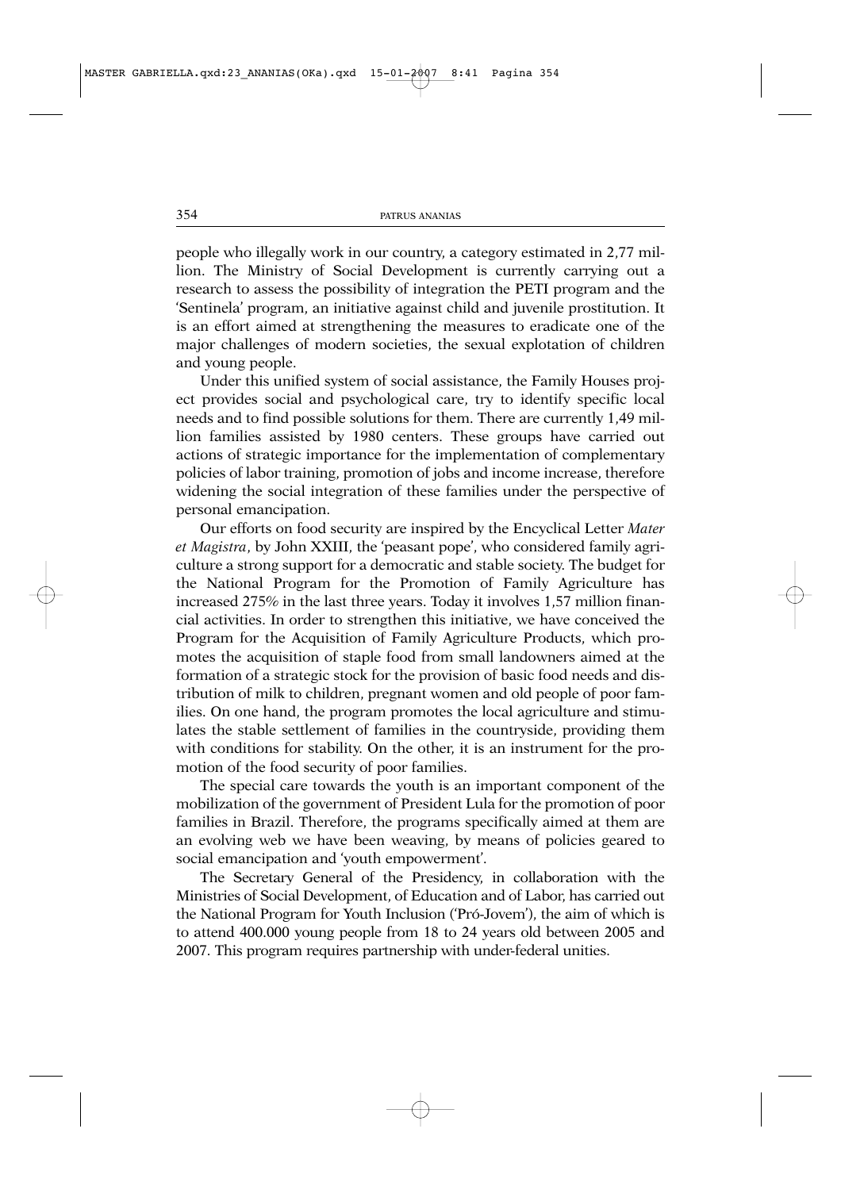people who illegally work in our country, a category estimated in 2,77 million. The Ministry of Social Development is currently carrying out a research to assess the possibility of integration the PETI program and the 'Sentinela' program, an initiative against child and juvenile prostitution. It is an effort aimed at strengthening the measures to eradicate one of the major challenges of modern societies, the sexual explotation of children and young people.

Under this unified system of social assistance, the Family Houses project provides social and psychological care, try to identify specific local needs and to find possible solutions for them. There are currently 1,49 million families assisted by 1980 centers. These groups have carried out actions of strategic importance for the implementation of complementary policies of labor training, promotion of jobs and income increase, therefore widening the social integration of these families under the perspective of personal emancipation.

Our efforts on food security are inspired by the Encyclical Letter *Mater et Magistra*, by John XXIII, the 'peasant pope', who considered family agriculture a strong support for a democratic and stable society. The budget for the National Program for the Promotion of Family Agriculture has increased 275% in the last three years. Today it involves 1,57 million financial activities. In order to strengthen this initiative, we have conceived the Program for the Acquisition of Family Agriculture Products, which promotes the acquisition of staple food from small landowners aimed at the formation of a strategic stock for the provision of basic food needs and distribution of milk to children, pregnant women and old people of poor families. On one hand, the program promotes the local agriculture and stimulates the stable settlement of families in the countryside, providing them with conditions for stability. On the other, it is an instrument for the promotion of the food security of poor families.

The special care towards the youth is an important component of the mobilization of the government of President Lula for the promotion of poor families in Brazil. Therefore, the programs specifically aimed at them are an evolving web we have been weaving, by means of policies geared to social emancipation and 'youth empowerment'.

The Secretary General of the Presidency, in collaboration with the Ministries of Social Development, of Education and of Labor, has carried out the National Program for Youth Inclusion ('Pró-Jovem'), the aim of which is to attend 400.000 young people from 18 to 24 years old between 2005 and 2007. This program requires partnership with under-federal unities.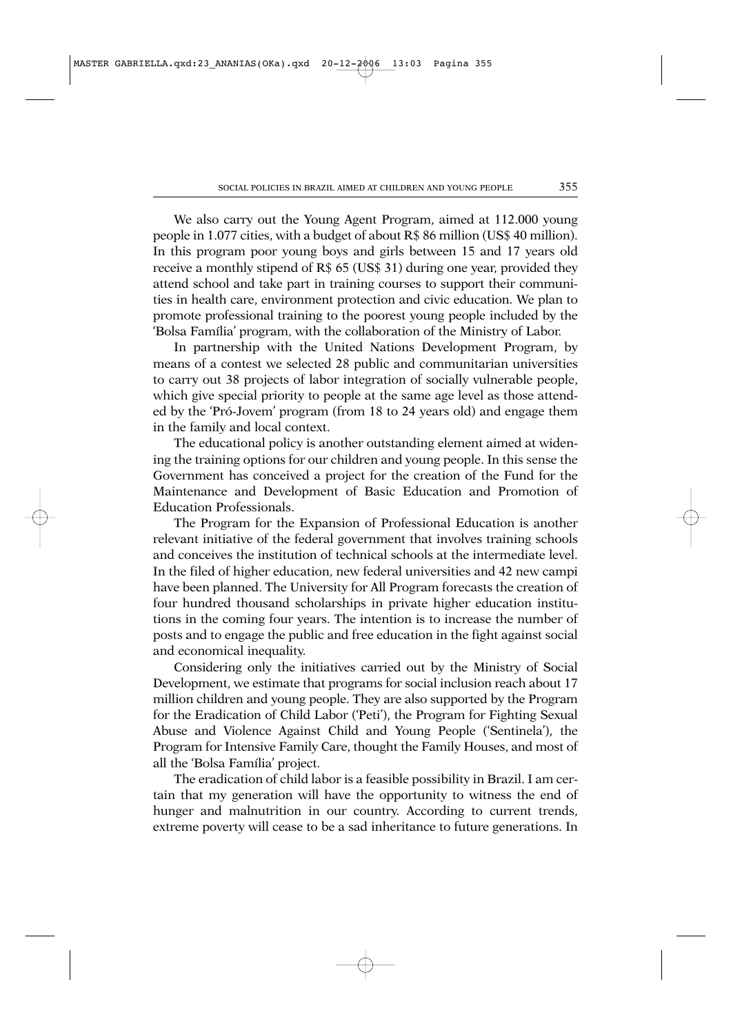We also carry out the Young Agent Program, aimed at 112.000 young people in 1.077 cities, with a budget of about R$ 86 million (US$ 40 million). In this program poor young boys and girls between 15 and 17 years old receive a monthly stipend of R$ 65 (US$ 31) during one year, provided they attend school and take part in training courses to support their communities in health care, environment protection and civic education. We plan to promote professional training to the poorest young people included by the 'Bolsa Família' program, with the collaboration of the Ministry of Labor.

In partnership with the United Nations Development Program, by means of a contest we selected 28 public and communitarian universities to carry out 38 projects of labor integration of socially vulnerable people, which give special priority to people at the same age level as those attended by the 'Pró-Jovem' program (from 18 to 24 years old) and engage them in the family and local context.

The educational policy is another outstanding element aimed at widening the training options for our children and young people. In this sense the Government has conceived a project for the creation of the Fund for the Maintenance and Development of Basic Education and Promotion of Education Professionals.

The Program for the Expansion of Professional Education is another relevant initiative of the federal government that involves training schools and conceives the institution of technical schools at the intermediate level. In the filed of higher education, new federal universities and 42 new campi have been planned. The University for All Program forecasts the creation of four hundred thousand scholarships in private higher education institutions in the coming four years. The intention is to increase the number of posts and to engage the public and free education in the fight against social and economical inequality.

Considering only the initiatives carried out by the Ministry of Social Development, we estimate that programs for social inclusion reach about 17 million children and young people. They are also supported by the Program for the Eradication of Child Labor ('Peti'), the Program for Fighting Sexual Abuse and Violence Against Child and Young People ('Sentinela'), the Program for Intensive Family Care, thought the Family Houses, and most of all the 'Bolsa Família' project.

The eradication of child labor is a feasible possibility in Brazil. I am certain that my generation will have the opportunity to witness the end of hunger and malnutrition in our country. According to current trends, extreme poverty will cease to be a sad inheritance to future generations. In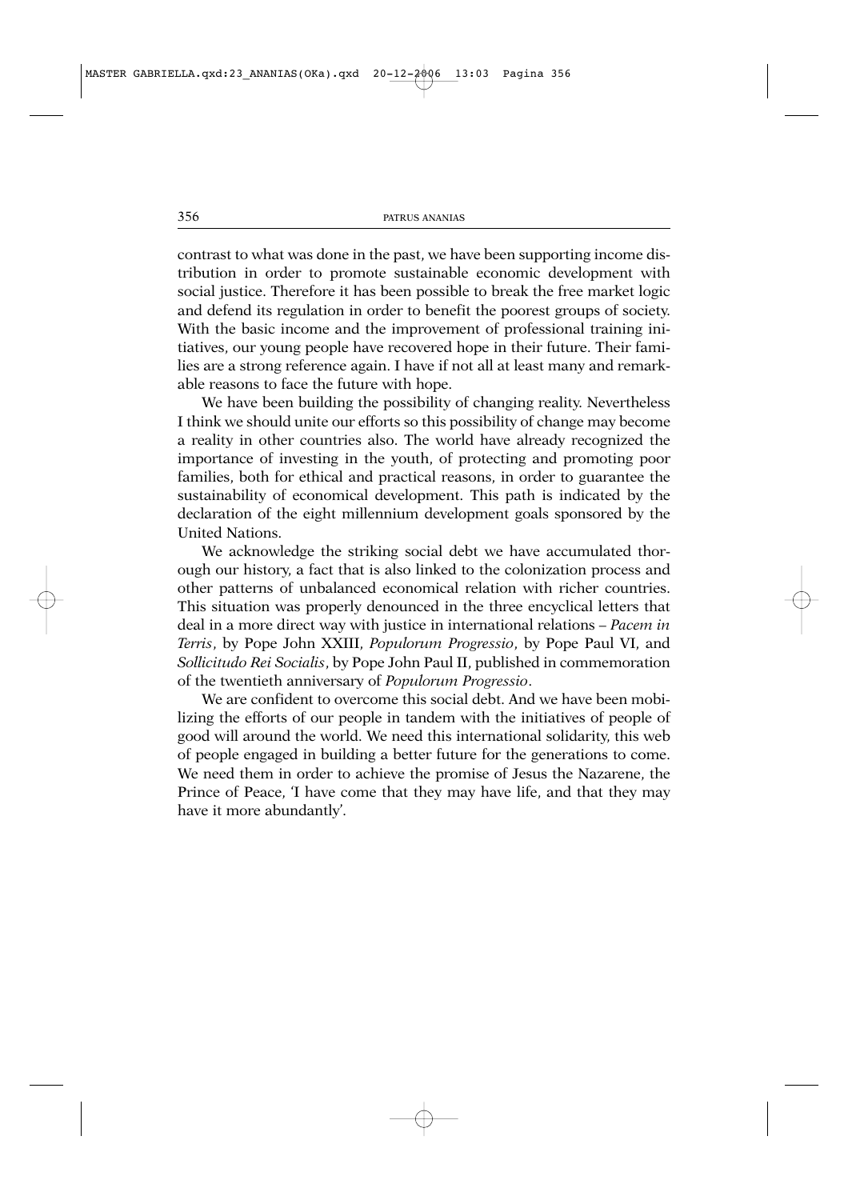contrast to what was done in the past, we have been supporting income distribution in order to promote sustainable economic development with social justice. Therefore it has been possible to break the free market logic and defend its regulation in order to benefit the poorest groups of society. With the basic income and the improvement of professional training initiatives, our young people have recovered hope in their future. Their families are a strong reference again. I have if not all at least many and remarkable reasons to face the future with hope.

We have been building the possibility of changing reality. Nevertheless I think we should unite our efforts so this possibility of change may become a reality in other countries also. The world have already recognized the importance of investing in the youth, of protecting and promoting poor families, both for ethical and practical reasons, in order to guarantee the sustainability of economical development. This path is indicated by the declaration of the eight millennium development goals sponsored by the United Nations.

We acknowledge the striking social debt we have accumulated thorough our history, a fact that is also linked to the colonization process and other patterns of unbalanced economical relation with richer countries. This situation was properly denounced in the three encyclical letters that deal in a more direct way with justice in international relations – *Pacem in Terris*, by Pope John XXIII, *Populorum Progressio*, by Pope Paul VI, and *Sollicitudo Rei Socialis*, by Pope John Paul II, published in commemoration of the twentieth anniversary of *Populorum Progressio*.

We are confident to overcome this social debt. And we have been mobilizing the efforts of our people in tandem with the initiatives of people of good will around the world. We need this international solidarity, this web of people engaged in building a better future for the generations to come. We need them in order to achieve the promise of Jesus the Nazarene, the Prince of Peace, 'I have come that they may have life, and that they may have it more abundantly'.